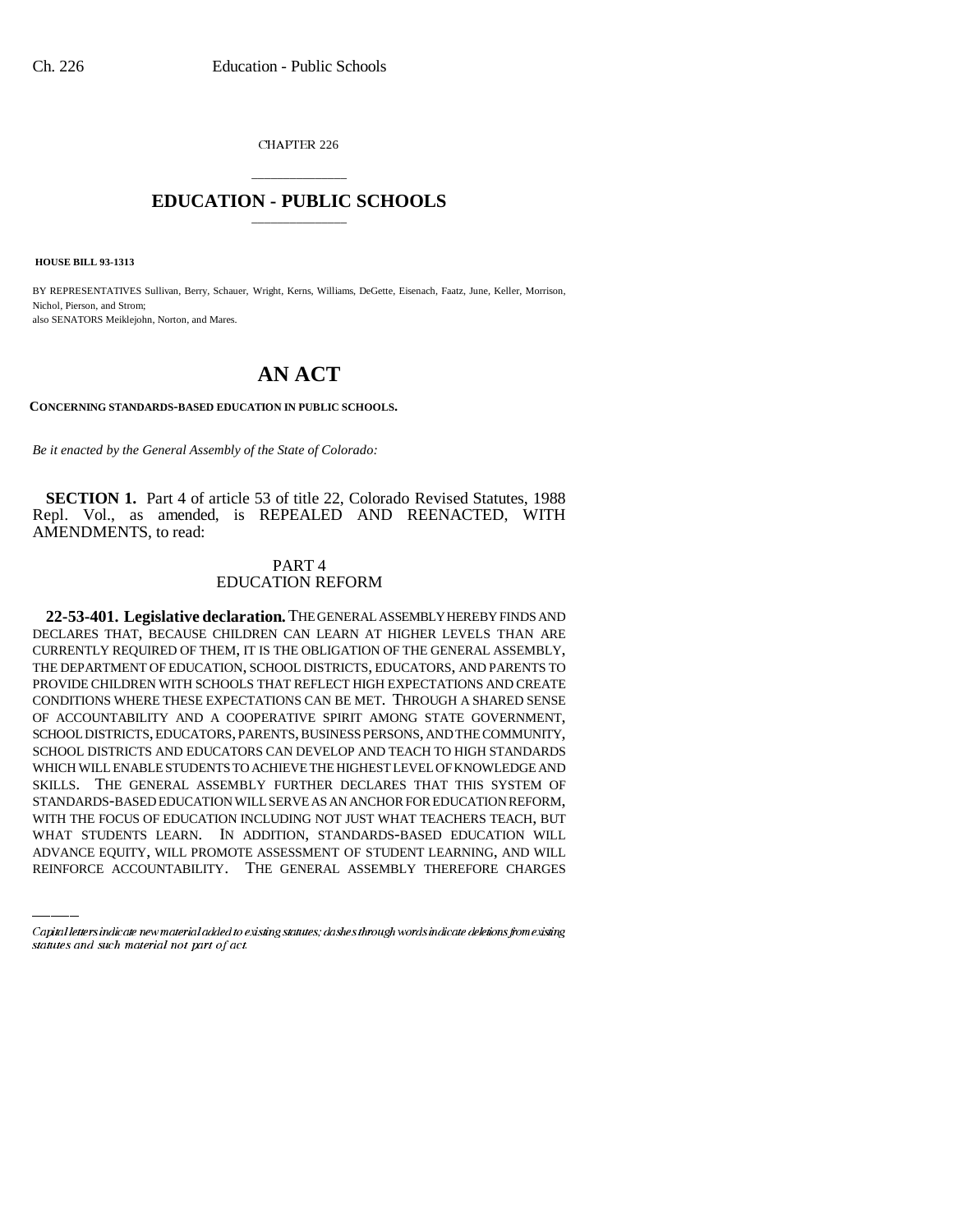CHAPTER 226

# EDUCATION - PUBLIC SCHOOLS

**HOUSE BILL 93-1313**

BY REPRESENTATIVES Sullivan, Berry, Schauer, Wright, Kerns, Williams, DeGette, Eisenach, Faatz, June, Keller, Morrison, Nichol, Pierson, and Strom;
also SENATORS Meiklejohn, Norton, and Mares.

# AN ACT

**CONCERNING STANDARDS-BASED EDUCATION IN PUBLIC SCHOOLS.**

*Be it enacted by the General Assembly of the State of Colorado:*

**SECTION 1.** Part 4 of article 53 of title 22, Colorado Revised Statutes, 1988 Repl. Vol., as amended, is REPEALED AND REENACTED, WITH AMENDMENTS, to read:

PART 4
EDUCATION REFORM

**22-53-401. Legislative declaration.** THE GENERAL ASSEMBLY HEREBY FINDS AND DECLARES THAT, BECAUSE CHILDREN CAN LEARN AT HIGHER LEVELS THAN ARE CURRENTLY REQUIRED OF THEM, IT IS THE OBLIGATION OF THE GENERAL ASSEMBLY, THE DEPARTMENT OF EDUCATION, SCHOOL DISTRICTS, EDUCATORS, AND PARENTS TO PROVIDE CHILDREN WITH SCHOOLS THAT REFLECT HIGH EXPECTATIONS AND CREATE CONDITIONS WHERE THESE EXPECTATIONS CAN BE MET. THROUGH A SHARED SENSE OF ACCOUNTABILITY AND A COOPERATIVE SPIRIT AMONG STATE GOVERNMENT, SCHOOL DISTRICTS, EDUCATORS, PARENTS, BUSINESS PERSONS, AND THE COMMUNITY, SCHOOL DISTRICTS AND EDUCATORS CAN DEVELOP AND TEACH TO HIGH STANDARDS WHICH WILL ENABLE STUDENTS TO ACHIEVE THE HIGHEST LEVEL OF KNOWLEDGE AND SKILLS. THE GENERAL ASSEMBLY FURTHER DECLARES THAT THIS SYSTEM OF STANDARDS-BASED EDUCATION WILL SERVE AS AN ANCHOR FOR EDUCATION REFORM, WITH THE FOCUS OF EDUCATION INCLUDING NOT JUST WHAT TEACHERS TEACH, BUT WHAT STUDENTS LEARN. IN ADDITION, STANDARDS-BASED EDUCATION WILL ADVANCE EQUITY, WILL PROMOTE ASSESSMENT OF STUDENT LEARNING, AND WILL REINFORCE ACCOUNTABILITY. THE GENERAL ASSEMBLY THEREFORE CHARGES

Capital letters indicate new material added to existing statutes; dashes through words indicate deletions from existing statutes and such material not part of act.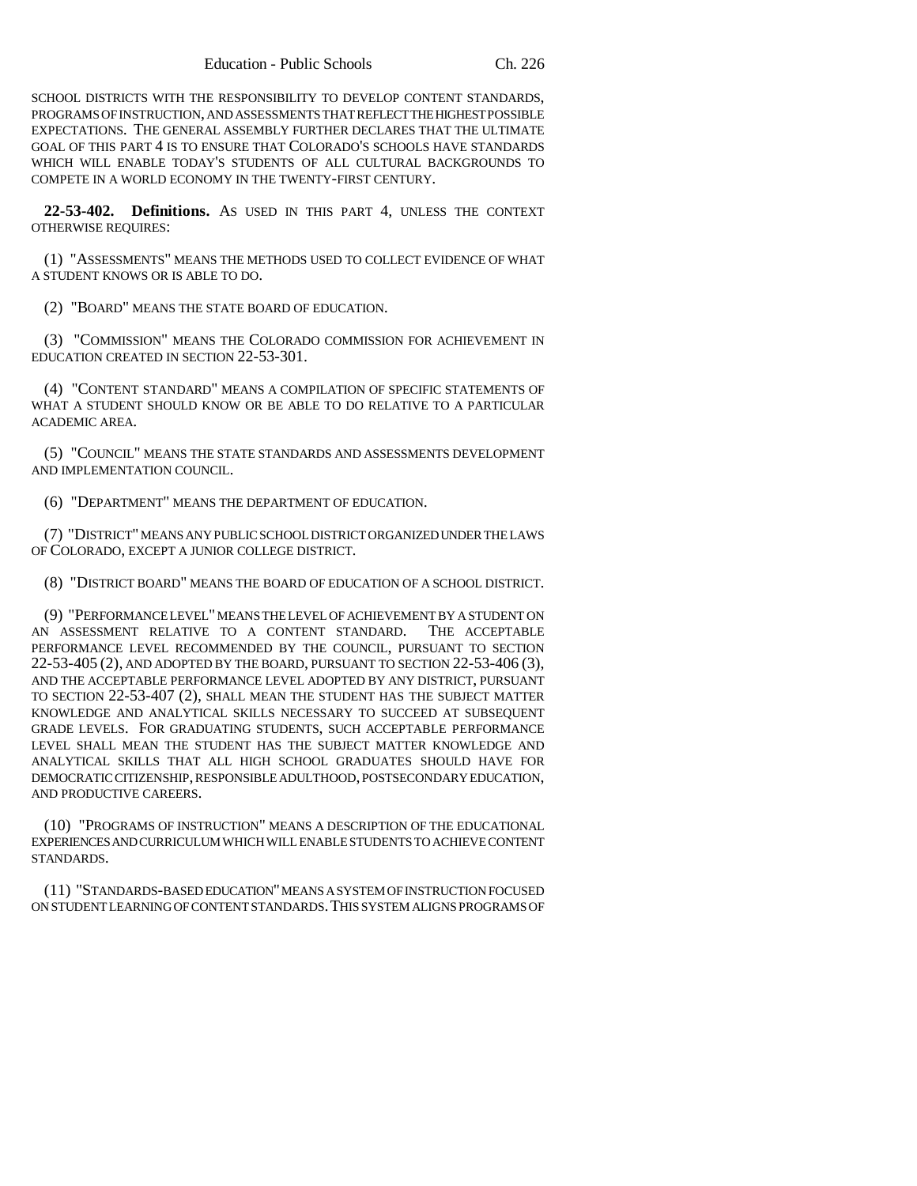SCHOOL DISTRICTS WITH THE RESPONSIBILITY TO DEVELOP CONTENT STANDARDS, PROGRAMS OF INSTRUCTION, AND ASSESSMENTS THAT REFLECT THE HIGHEST POSSIBLE EXPECTATIONS. THE GENERAL ASSEMBLY FURTHER DECLARES THAT THE ULTIMATE GOAL OF THIS PART 4 IS TO ENSURE THAT COLORADO'S SCHOOLS HAVE STANDARDS WHICH WILL ENABLE TODAY'S STUDENTS OF ALL CULTURAL BACKGROUNDS TO COMPETE IN A WORLD ECONOMY IN THE TWENTY-FIRST CENTURY.

**22-53-402. Definitions.** AS USED IN THIS PART 4, UNLESS THE CONTEXT OTHERWISE REQUIRES:

(1) "ASSESSMENTS" MEANS THE METHODS USED TO COLLECT EVIDENCE OF WHAT A STUDENT KNOWS OR IS ABLE TO DO.

(2) "BOARD" MEANS THE STATE BOARD OF EDUCATION.

(3) "COMMISSION" MEANS THE COLORADO COMMISSION FOR ACHIEVEMENT IN EDUCATION CREATED IN SECTION 22-53-301.

(4) "CONTENT STANDARD" MEANS A COMPILATION OF SPECIFIC STATEMENTS OF WHAT A STUDENT SHOULD KNOW OR BE ABLE TO DO RELATIVE TO A PARTICULAR ACADEMIC AREA.

(5) "COUNCIL" MEANS THE STATE STANDARDS AND ASSESSMENTS DEVELOPMENT AND IMPLEMENTATION COUNCIL.

(6) "DEPARTMENT" MEANS THE DEPARTMENT OF EDUCATION.

(7) "DISTRICT" MEANS ANY PUBLIC SCHOOL DISTRICT ORGANIZED UNDER THE LAWS OF COLORADO, EXCEPT A JUNIOR COLLEGE DISTRICT.

(8) "DISTRICT BOARD" MEANS THE BOARD OF EDUCATION OF A SCHOOL DISTRICT.

(9) "PERFORMANCE LEVEL" MEANS THE LEVEL OF ACHIEVEMENT BY A STUDENT ON AN ASSESSMENT RELATIVE TO A CONTENT STANDARD. THE ACCEPTABLE PERFORMANCE LEVEL RECOMMENDED BY THE COUNCIL, PURSUANT TO SECTION 22-53-405 (2), AND ADOPTED BY THE BOARD, PURSUANT TO SECTION 22-53-406 (3), AND THE ACCEPTABLE PERFORMANCE LEVEL ADOPTED BY ANY DISTRICT, PURSUANT TO SECTION 22-53-407 (2), SHALL MEAN THE STUDENT HAS THE SUBJECT MATTER KNOWLEDGE AND ANALYTICAL SKILLS NECESSARY TO SUCCEED AT SUBSEQUENT GRADE LEVELS. FOR GRADUATING STUDENTS, SUCH ACCEPTABLE PERFORMANCE LEVEL SHALL MEAN THE STUDENT HAS THE SUBJECT MATTER KNOWLEDGE AND ANALYTICAL SKILLS THAT ALL HIGH SCHOOL GRADUATES SHOULD HAVE FOR DEMOCRATIC CITIZENSHIP, RESPONSIBLE ADULTHOOD, POSTSECONDARY EDUCATION, AND PRODUCTIVE CAREERS.

(10) "PROGRAMS OF INSTRUCTION" MEANS A DESCRIPTION OF THE EDUCATIONAL EXPERIENCES AND CURRICULUM WHICH WILL ENABLE STUDENTS TO ACHIEVE CONTENT STANDARDS.

(11) "STANDARDS-BASED EDUCATION" MEANS A SYSTEM OF INSTRUCTION FOCUSED ON STUDENT LEARNING OF CONTENT STANDARDS. THIS SYSTEM ALIGNS PROGRAMS OF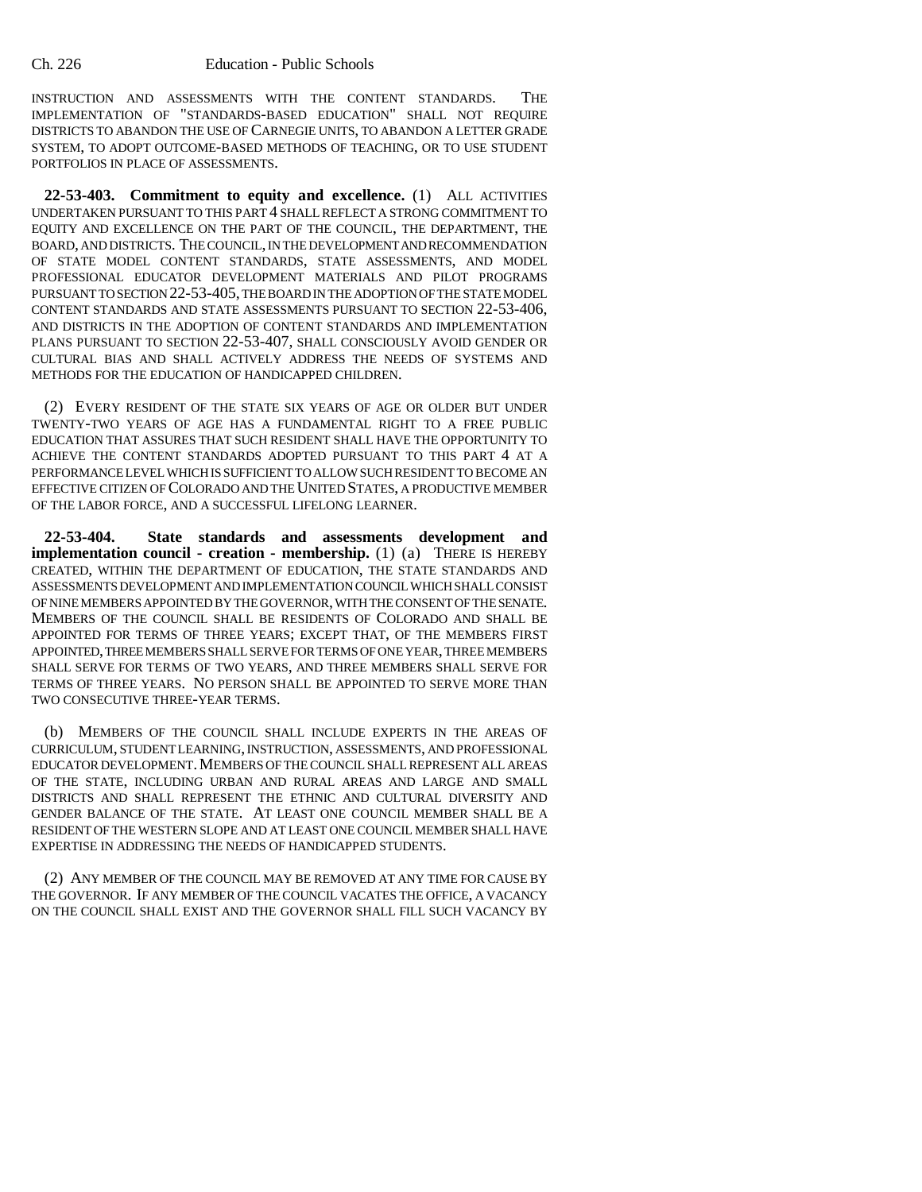INSTRUCTION AND ASSESSMENTS WITH THE CONTENT STANDARDS. THE IMPLEMENTATION OF "STANDARDS-BASED EDUCATION" SHALL NOT REQUIRE DISTRICTS TO ABANDON THE USE OF CARNEGIE UNITS, TO ABANDON A LETTER GRADE SYSTEM, TO ADOPT OUTCOME-BASED METHODS OF TEACHING, OR TO USE STUDENT PORTFOLIOS IN PLACE OF ASSESSMENTS.

**22-53-403. Commitment to equity and excellence.** (1) ALL ACTIVITIES UNDERTAKEN PURSUANT TO THIS PART 4 SHALL REFLECT A STRONG COMMITMENT TO EQUITY AND EXCELLENCE ON THE PART OF THE COUNCIL, THE DEPARTMENT, THE BOARD, AND DISTRICTS. THE COUNCIL, IN THE DEVELOPMENT AND RECOMMENDATION OF STATE MODEL CONTENT STANDARDS, STATE ASSESSMENTS, AND MODEL PROFESSIONAL EDUCATOR DEVELOPMENT MATERIALS AND PILOT PROGRAMS PURSUANT TO SECTION 22-53-405, THE BOARD IN THE ADOPTION OF THE STATE MODEL CONTENT STANDARDS AND STATE ASSESSMENTS PURSUANT TO SECTION 22-53-406, AND DISTRICTS IN THE ADOPTION OF CONTENT STANDARDS AND IMPLEMENTATION PLANS PURSUANT TO SECTION 22-53-407, SHALL CONSCIOUSLY AVOID GENDER OR CULTURAL BIAS AND SHALL ACTIVELY ADDRESS THE NEEDS OF SYSTEMS AND METHODS FOR THE EDUCATION OF HANDICAPPED CHILDREN.

(2) EVERY RESIDENT OF THE STATE SIX YEARS OF AGE OR OLDER BUT UNDER TWENTY-TWO YEARS OF AGE HAS A FUNDAMENTAL RIGHT TO A FREE PUBLIC EDUCATION THAT ASSURES THAT SUCH RESIDENT SHALL HAVE THE OPPORTUNITY TO ACHIEVE THE CONTENT STANDARDS ADOPTED PURSUANT TO THIS PART 4 AT A PERFORMANCE LEVEL WHICH IS SUFFICIENT TO ALLOW SUCH RESIDENT TO BECOME AN EFFECTIVE CITIZEN OF COLORADO AND THE UNITED STATES, A PRODUCTIVE MEMBER OF THE LABOR FORCE, AND A SUCCESSFUL LIFELONG LEARNER.

**22-53-404. State standards and assessments development and implementation council - creation - membership.** (1) (a) THERE IS HEREBY CREATED, WITHIN THE DEPARTMENT OF EDUCATION, THE STATE STANDARDS AND ASSESSMENTS DEVELOPMENT AND IMPLEMENTATION COUNCIL WHICH SHALL CONSIST OF NINE MEMBERS APPOINTED BY THE GOVERNOR, WITH THE CONSENT OF THE SENATE. MEMBERS OF THE COUNCIL SHALL BE RESIDENTS OF COLORADO AND SHALL BE APPOINTED FOR TERMS OF THREE YEARS; EXCEPT THAT, OF THE MEMBERS FIRST APPOINTED, THREE MEMBERS SHALL SERVE FOR TERMS OF ONE YEAR, THREE MEMBERS SHALL SERVE FOR TERMS OF TWO YEARS, AND THREE MEMBERS SHALL SERVE FOR TERMS OF THREE YEARS. NO PERSON SHALL BE APPOINTED TO SERVE MORE THAN TWO CONSECUTIVE THREE-YEAR TERMS.

(b) MEMBERS OF THE COUNCIL SHALL INCLUDE EXPERTS IN THE AREAS OF CURRICULUM, STUDENT LEARNING, INSTRUCTION, ASSESSMENTS, AND PROFESSIONAL EDUCATOR DEVELOPMENT. MEMBERS OF THE COUNCIL SHALL REPRESENT ALL AREAS OF THE STATE, INCLUDING URBAN AND RURAL AREAS AND LARGE AND SMALL DISTRICTS AND SHALL REPRESENT THE ETHNIC AND CULTURAL DIVERSITY AND GENDER BALANCE OF THE STATE. AT LEAST ONE COUNCIL MEMBER SHALL BE A RESIDENT OF THE WESTERN SLOPE AND AT LEAST ONE COUNCIL MEMBER SHALL HAVE EXPERTISE IN ADDRESSING THE NEEDS OF HANDICAPPED STUDENTS.

(2) ANY MEMBER OF THE COUNCIL MAY BE REMOVED AT ANY TIME FOR CAUSE BY THE GOVERNOR. IF ANY MEMBER OF THE COUNCIL VACATES THE OFFICE, A VACANCY ON THE COUNCIL SHALL EXIST AND THE GOVERNOR SHALL FILL SUCH VACANCY BY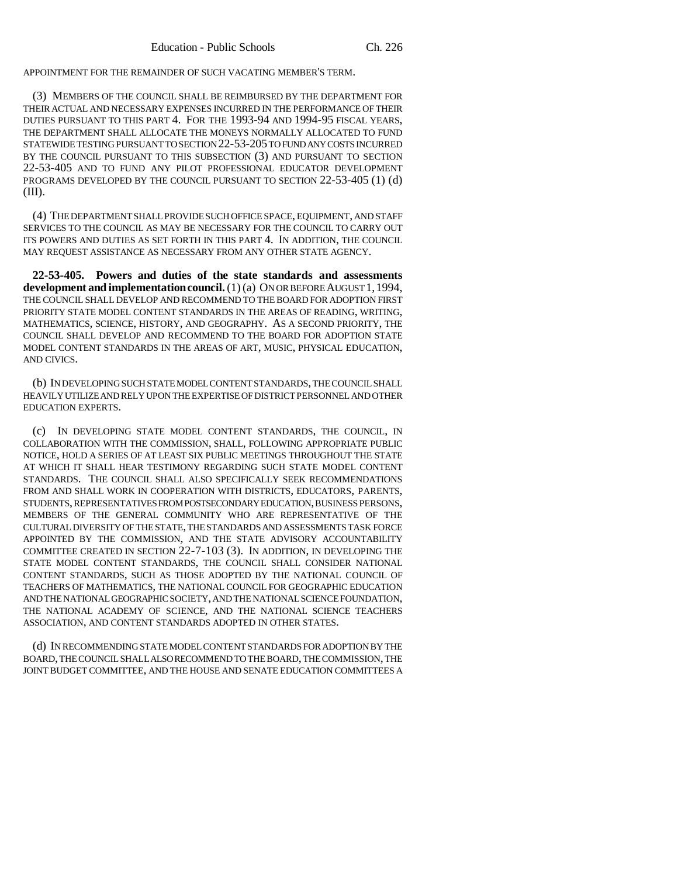APPOINTMENT FOR THE REMAINDER OF SUCH VACATING MEMBER'S TERM.

(3) MEMBERS OF THE COUNCIL SHALL BE REIMBURSED BY THE DEPARTMENT FOR THEIR ACTUAL AND NECESSARY EXPENSES INCURRED IN THE PERFORMANCE OF THEIR DUTIES PURSUANT TO THIS PART 4. FOR THE 1993-94 AND 1994-95 FISCAL YEARS, THE DEPARTMENT SHALL ALLOCATE THE MONEYS NORMALLY ALLOCATED TO FUND STATEWIDE TESTING PURSUANT TO SECTION 22-53-205 TO FUND ANY COSTS INCURRED BY THE COUNCIL PURSUANT TO THIS SUBSECTION (3) AND PURSUANT TO SECTION 22-53-405 AND TO FUND ANY PILOT PROFESSIONAL EDUCATOR DEVELOPMENT PROGRAMS DEVELOPED BY THE COUNCIL PURSUANT TO SECTION 22-53-405 (1) (d) (III).

(4) THE DEPARTMENT SHALL PROVIDE SUCH OFFICE SPACE, EQUIPMENT, AND STAFF SERVICES TO THE COUNCIL AS MAY BE NECESSARY FOR THE COUNCIL TO CARRY OUT ITS POWERS AND DUTIES AS SET FORTH IN THIS PART 4. IN ADDITION, THE COUNCIL MAY REQUEST ASSISTANCE AS NECESSARY FROM ANY OTHER STATE AGENCY.

**22-53-405. Powers and duties of the state standards and assessments development and implementation council.** (1) (a) ON OR BEFORE AUGUST 1, 1994, THE COUNCIL SHALL DEVELOP AND RECOMMEND TO THE BOARD FOR ADOPTION FIRST PRIORITY STATE MODEL CONTENT STANDARDS IN THE AREAS OF READING, WRITING, MATHEMATICS, SCIENCE, HISTORY, AND GEOGRAPHY. AS A SECOND PRIORITY, THE COUNCIL SHALL DEVELOP AND RECOMMEND TO THE BOARD FOR ADOPTION STATE MODEL CONTENT STANDARDS IN THE AREAS OF ART, MUSIC, PHYSICAL EDUCATION, AND CIVICS.

(b) IN DEVELOPING SUCH STATE MODEL CONTENT STANDARDS, THE COUNCIL SHALL HEAVILY UTILIZE AND RELY UPON THE EXPERTISE OF DISTRICT PERSONNEL AND OTHER EDUCATION EXPERTS.

(c) IN DEVELOPING STATE MODEL CONTENT STANDARDS, THE COUNCIL, IN COLLABORATION WITH THE COMMISSION, SHALL, FOLLOWING APPROPRIATE PUBLIC NOTICE, HOLD A SERIES OF AT LEAST SIX PUBLIC MEETINGS THROUGHOUT THE STATE AT WHICH IT SHALL HEAR TESTIMONY REGARDING SUCH STATE MODEL CONTENT STANDARDS. THE COUNCIL SHALL ALSO SPECIFICALLY SEEK RECOMMENDATIONS FROM AND SHALL WORK IN COOPERATION WITH DISTRICTS, EDUCATORS, PARENTS, STUDENTS, REPRESENTATIVES FROM POSTSECONDARY EDUCATION, BUSINESS PERSONS, MEMBERS OF THE GENERAL COMMUNITY WHO ARE REPRESENTATIVE OF THE CULTURAL DIVERSITY OF THE STATE, THE STANDARDS AND ASSESSMENTS TASK FORCE APPOINTED BY THE COMMISSION, AND THE STATE ADVISORY ACCOUNTABILITY COMMITTEE CREATED IN SECTION 22-7-103 (3). IN ADDITION, IN DEVELOPING THE STATE MODEL CONTENT STANDARDS, THE COUNCIL SHALL CONSIDER NATIONAL CONTENT STANDARDS, SUCH AS THOSE ADOPTED BY THE NATIONAL COUNCIL OF TEACHERS OF MATHEMATICS, THE NATIONAL COUNCIL FOR GEOGRAPHIC EDUCATION AND THE NATIONAL GEOGRAPHIC SOCIETY, AND THE NATIONAL SCIENCE FOUNDATION, THE NATIONAL ACADEMY OF SCIENCE, AND THE NATIONAL SCIENCE TEACHERS ASSOCIATION, AND CONTENT STANDARDS ADOPTED IN OTHER STATES.

(d) IN RECOMMENDING STATE MODEL CONTENT STANDARDS FOR ADOPTION BY THE BOARD, THE COUNCIL SHALL ALSO RECOMMEND TO THE BOARD, THE COMMISSION, THE JOINT BUDGET COMMITTEE, AND THE HOUSE AND SENATE EDUCATION COMMITTEES A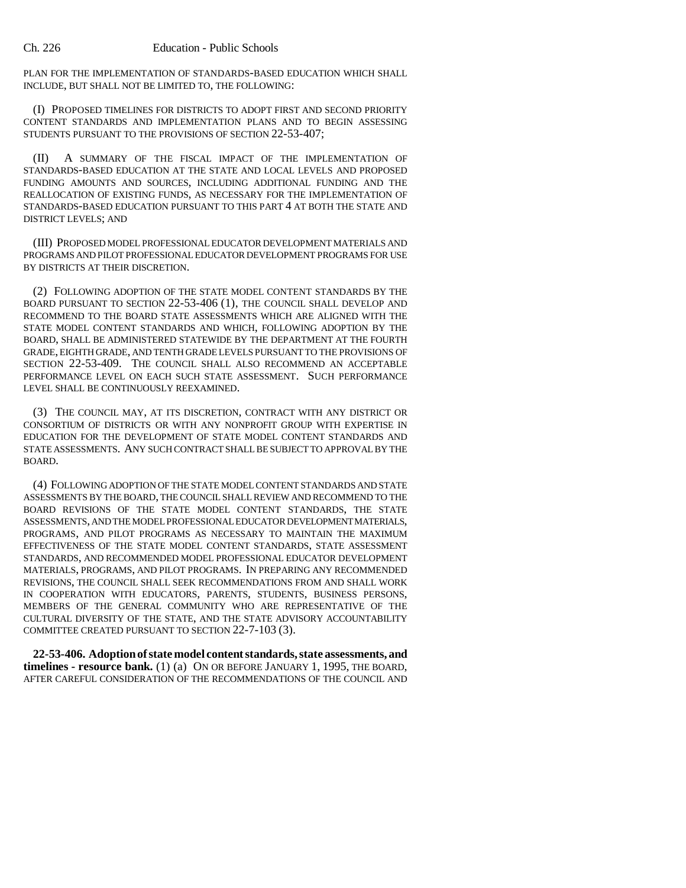PLAN FOR THE IMPLEMENTATION OF STANDARDS-BASED EDUCATION WHICH SHALL INCLUDE, BUT SHALL NOT BE LIMITED TO, THE FOLLOWING:

(I) PROPOSED TIMELINES FOR DISTRICTS TO ADOPT FIRST AND SECOND PRIORITY CONTENT STANDARDS AND IMPLEMENTATION PLANS AND TO BEGIN ASSESSING STUDENTS PURSUANT TO THE PROVISIONS OF SECTION 22-53-407;

(II) A SUMMARY OF THE FISCAL IMPACT OF THE IMPLEMENTATION OF STANDARDS-BASED EDUCATION AT THE STATE AND LOCAL LEVELS AND PROPOSED FUNDING AMOUNTS AND SOURCES, INCLUDING ADDITIONAL FUNDING AND THE REALLOCATION OF EXISTING FUNDS, AS NECESSARY FOR THE IMPLEMENTATION OF STANDARDS-BASED EDUCATION PURSUANT TO THIS PART 4 AT BOTH THE STATE AND DISTRICT LEVELS; AND

(III) PROPOSED MODEL PROFESSIONAL EDUCATOR DEVELOPMENT MATERIALS AND PROGRAMS AND PILOT PROFESSIONAL EDUCATOR DEVELOPMENT PROGRAMS FOR USE BY DISTRICTS AT THEIR DISCRETION.

(2) FOLLOWING ADOPTION OF THE STATE MODEL CONTENT STANDARDS BY THE BOARD PURSUANT TO SECTION 22-53-406 (1), THE COUNCIL SHALL DEVELOP AND RECOMMEND TO THE BOARD STATE ASSESSMENTS WHICH ARE ALIGNED WITH THE STATE MODEL CONTENT STANDARDS AND WHICH, FOLLOWING ADOPTION BY THE BOARD, SHALL BE ADMINISTERED STATEWIDE BY THE DEPARTMENT AT THE FOURTH GRADE, EIGHTH GRADE, AND TENTH GRADE LEVELS PURSUANT TO THE PROVISIONS OF SECTION 22-53-409. THE COUNCIL SHALL ALSO RECOMMEND AN ACCEPTABLE PERFORMANCE LEVEL ON EACH SUCH STATE ASSESSMENT. SUCH PERFORMANCE LEVEL SHALL BE CONTINUOUSLY REEXAMINED.

(3) THE COUNCIL MAY, AT ITS DISCRETION, CONTRACT WITH ANY DISTRICT OR CONSORTIUM OF DISTRICTS OR WITH ANY NONPROFIT GROUP WITH EXPERTISE IN EDUCATION FOR THE DEVELOPMENT OF STATE MODEL CONTENT STANDARDS AND STATE ASSESSMENTS. ANY SUCH CONTRACT SHALL BE SUBJECT TO APPROVAL BY THE BOARD.

(4) FOLLOWING ADOPTION OF THE STATE MODEL CONTENT STANDARDS AND STATE ASSESSMENTS BY THE BOARD, THE COUNCIL SHALL REVIEW AND RECOMMEND TO THE BOARD REVISIONS OF THE STATE MODEL CONTENT STANDARDS, THE STATE ASSESSMENTS, AND THE MODEL PROFESSIONAL EDUCATOR DEVELOPMENT MATERIALS, PROGRAMS, AND PILOT PROGRAMS AS NECESSARY TO MAINTAIN THE MAXIMUM EFFECTIVENESS OF THE STATE MODEL CONTENT STANDARDS, STATE ASSESSMENT STANDARDS, AND RECOMMENDED MODEL PROFESSIONAL EDUCATOR DEVELOPMENT MATERIALS, PROGRAMS, AND PILOT PROGRAMS. IN PREPARING ANY RECOMMENDED REVISIONS, THE COUNCIL SHALL SEEK RECOMMENDATIONS FROM AND SHALL WORK IN COOPERATION WITH EDUCATORS, PARENTS, STUDENTS, BUSINESS PERSONS, MEMBERS OF THE GENERAL COMMUNITY WHO ARE REPRESENTATIVE OF THE CULTURAL DIVERSITY OF THE STATE, AND THE STATE ADVISORY ACCOUNTABILITY COMMITTEE CREATED PURSUANT TO SECTION 22-7-103 (3).

**22-53-406. Adoption of state model content standards, state assessments, and timelines - resource bank.** (1) (a) ON OR BEFORE JANUARY 1, 1995, THE BOARD, AFTER CAREFUL CONSIDERATION OF THE RECOMMENDATIONS OF THE COUNCIL AND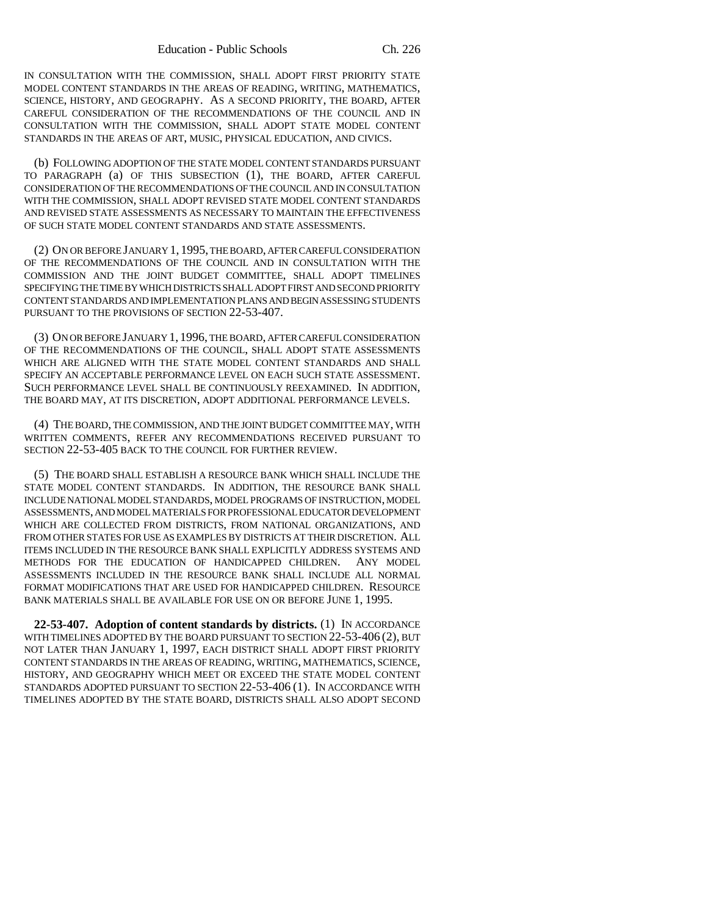IN CONSULTATION WITH THE COMMISSION, SHALL ADOPT FIRST PRIORITY STATE MODEL CONTENT STANDARDS IN THE AREAS OF READING, WRITING, MATHEMATICS, SCIENCE, HISTORY, AND GEOGRAPHY. AS A SECOND PRIORITY, THE BOARD, AFTER CAREFUL CONSIDERATION OF THE RECOMMENDATIONS OF THE COUNCIL AND IN CONSULTATION WITH THE COMMISSION, SHALL ADOPT STATE MODEL CONTENT STANDARDS IN THE AREAS OF ART, MUSIC, PHYSICAL EDUCATION, AND CIVICS.

(b) FOLLOWING ADOPTION OF THE STATE MODEL CONTENT STANDARDS PURSUANT TO PARAGRAPH (a) OF THIS SUBSECTION (1), THE BOARD, AFTER CAREFUL CONSIDERATION OF THE RECOMMENDATIONS OF THE COUNCIL AND IN CONSULTATION WITH THE COMMISSION, SHALL ADOPT REVISED STATE MODEL CONTENT STANDARDS AND REVISED STATE ASSESSMENTS AS NECESSARY TO MAINTAIN THE EFFECTIVENESS OF SUCH STATE MODEL CONTENT STANDARDS AND STATE ASSESSMENTS.

(2) ON OR BEFORE JANUARY 1, 1995, THE BOARD, AFTER CAREFUL CONSIDERATION OF THE RECOMMENDATIONS OF THE COUNCIL AND IN CONSULTATION WITH THE COMMISSION AND THE JOINT BUDGET COMMITTEE, SHALL ADOPT TIMELINES SPECIFYING THE TIME BY WHICH DISTRICTS SHALL ADOPT FIRST AND SECOND PRIORITY CONTENT STANDARDS AND IMPLEMENTATION PLANS AND BEGIN ASSESSING STUDENTS PURSUANT TO THE PROVISIONS OF SECTION 22-53-407.

(3) ON OR BEFORE JANUARY 1, 1996, THE BOARD, AFTER CAREFUL CONSIDERATION OF THE RECOMMENDATIONS OF THE COUNCIL, SHALL ADOPT STATE ASSESSMENTS WHICH ARE ALIGNED WITH THE STATE MODEL CONTENT STANDARDS AND SHALL SPECIFY AN ACCEPTABLE PERFORMANCE LEVEL ON EACH SUCH STATE ASSESSMENT. SUCH PERFORMANCE LEVEL SHALL BE CONTINUOUSLY REEXAMINED. IN ADDITION, THE BOARD MAY, AT ITS DISCRETION, ADOPT ADDITIONAL PERFORMANCE LEVELS.

(4) THE BOARD, THE COMMISSION, AND THE JOINT BUDGET COMMITTEE MAY, WITH WRITTEN COMMENTS, REFER ANY RECOMMENDATIONS RECEIVED PURSUANT TO SECTION 22-53-405 BACK TO THE COUNCIL FOR FURTHER REVIEW.

(5) THE BOARD SHALL ESTABLISH A RESOURCE BANK WHICH SHALL INCLUDE THE STATE MODEL CONTENT STANDARDS. IN ADDITION, THE RESOURCE BANK SHALL INCLUDE NATIONAL MODEL STANDARDS, MODEL PROGRAMS OF INSTRUCTION, MODEL ASSESSMENTS, AND MODEL MATERIALS FOR PROFESSIONAL EDUCATOR DEVELOPMENT WHICH ARE COLLECTED FROM DISTRICTS, FROM NATIONAL ORGANIZATIONS, AND FROM OTHER STATES FOR USE AS EXAMPLES BY DISTRICTS AT THEIR DISCRETION. ALL ITEMS INCLUDED IN THE RESOURCE BANK SHALL EXPLICITLY ADDRESS SYSTEMS AND METHODS FOR THE EDUCATION OF HANDICAPPED CHILDREN. ANY MODEL ASSESSMENTS INCLUDED IN THE RESOURCE BANK SHALL INCLUDE ALL NORMAL FORMAT MODIFICATIONS THAT ARE USED FOR HANDICAPPED CHILDREN. RESOURCE BANK MATERIALS SHALL BE AVAILABLE FOR USE ON OR BEFORE JUNE 1, 1995.

**22-53-407. Adoption of content standards by districts.** (1) IN ACCORDANCE WITH TIMELINES ADOPTED BY THE BOARD PURSUANT TO SECTION 22-53-406 (2), BUT NOT LATER THAN JANUARY 1, 1997, EACH DISTRICT SHALL ADOPT FIRST PRIORITY CONTENT STANDARDS IN THE AREAS OF READING, WRITING, MATHEMATICS, SCIENCE, HISTORY, AND GEOGRAPHY WHICH MEET OR EXCEED THE STATE MODEL CONTENT STANDARDS ADOPTED PURSUANT TO SECTION 22-53-406 (1). IN ACCORDANCE WITH TIMELINES ADOPTED BY THE STATE BOARD, DISTRICTS SHALL ALSO ADOPT SECOND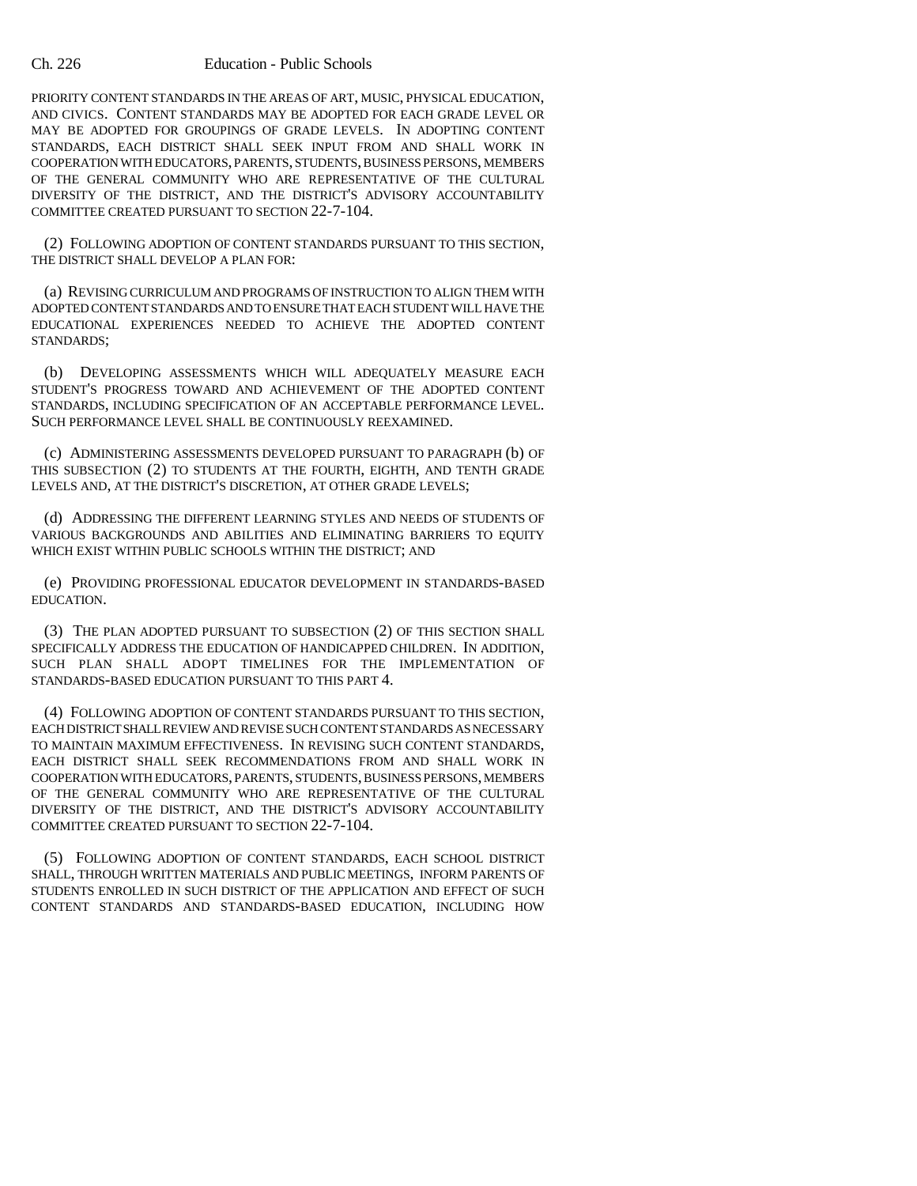PRIORITY CONTENT STANDARDS IN THE AREAS OF ART, MUSIC, PHYSICAL EDUCATION, AND CIVICS. CONTENT STANDARDS MAY BE ADOPTED FOR EACH GRADE LEVEL OR MAY BE ADOPTED FOR GROUPINGS OF GRADE LEVELS. IN ADOPTING CONTENT STANDARDS, EACH DISTRICT SHALL SEEK INPUT FROM AND SHALL WORK IN COOPERATION WITH EDUCATORS, PARENTS, STUDENTS, BUSINESS PERSONS, MEMBERS OF THE GENERAL COMMUNITY WHO ARE REPRESENTATIVE OF THE CULTURAL DIVERSITY OF THE DISTRICT, AND THE DISTRICT'S ADVISORY ACCOUNTABILITY COMMITTEE CREATED PURSUANT TO SECTION 22-7-104.

(2) FOLLOWING ADOPTION OF CONTENT STANDARDS PURSUANT TO THIS SECTION, THE DISTRICT SHALL DEVELOP A PLAN FOR:

(a) REVISING CURRICULUM AND PROGRAMS OF INSTRUCTION TO ALIGN THEM WITH ADOPTED CONTENT STANDARDS AND TO ENSURE THAT EACH STUDENT WILL HAVE THE EDUCATIONAL EXPERIENCES NEEDED TO ACHIEVE THE ADOPTED CONTENT STANDARDS;

(b) DEVELOPING ASSESSMENTS WHICH WILL ADEQUATELY MEASURE EACH STUDENT'S PROGRESS TOWARD AND ACHIEVEMENT OF THE ADOPTED CONTENT STANDARDS, INCLUDING SPECIFICATION OF AN ACCEPTABLE PERFORMANCE LEVEL. SUCH PERFORMANCE LEVEL SHALL BE CONTINUOUSLY REEXAMINED.

(c) ADMINISTERING ASSESSMENTS DEVELOPED PURSUANT TO PARAGRAPH (b) OF THIS SUBSECTION (2) TO STUDENTS AT THE FOURTH, EIGHTH, AND TENTH GRADE LEVELS AND, AT THE DISTRICT'S DISCRETION, AT OTHER GRADE LEVELS;

(d) ADDRESSING THE DIFFERENT LEARNING STYLES AND NEEDS OF STUDENTS OF VARIOUS BACKGROUNDS AND ABILITIES AND ELIMINATING BARRIERS TO EQUITY WHICH EXIST WITHIN PUBLIC SCHOOLS WITHIN THE DISTRICT; AND

(e) PROVIDING PROFESSIONAL EDUCATOR DEVELOPMENT IN STANDARDS-BASED EDUCATION.

(3) THE PLAN ADOPTED PURSUANT TO SUBSECTION (2) OF THIS SECTION SHALL SPECIFICALLY ADDRESS THE EDUCATION OF HANDICAPPED CHILDREN. IN ADDITION, SUCH PLAN SHALL ADOPT TIMELINES FOR THE IMPLEMENTATION OF STANDARDS-BASED EDUCATION PURSUANT TO THIS PART 4.

(4) FOLLOWING ADOPTION OF CONTENT STANDARDS PURSUANT TO THIS SECTION, EACH DISTRICT SHALL REVIEW AND REVISE SUCH CONTENT STANDARDS AS NECESSARY TO MAINTAIN MAXIMUM EFFECTIVENESS. IN REVISING SUCH CONTENT STANDARDS, EACH DISTRICT SHALL SEEK RECOMMENDATIONS FROM AND SHALL WORK IN COOPERATION WITH EDUCATORS, PARENTS, STUDENTS, BUSINESS PERSONS, MEMBERS OF THE GENERAL COMMUNITY WHO ARE REPRESENTATIVE OF THE CULTURAL DIVERSITY OF THE DISTRICT, AND THE DISTRICT'S ADVISORY ACCOUNTABILITY COMMITTEE CREATED PURSUANT TO SECTION 22-7-104.

(5) FOLLOWING ADOPTION OF CONTENT STANDARDS, EACH SCHOOL DISTRICT SHALL, THROUGH WRITTEN MATERIALS AND PUBLIC MEETINGS, INFORM PARENTS OF STUDENTS ENROLLED IN SUCH DISTRICT OF THE APPLICATION AND EFFECT OF SUCH CONTENT STANDARDS AND STANDARDS-BASED EDUCATION, INCLUDING HOW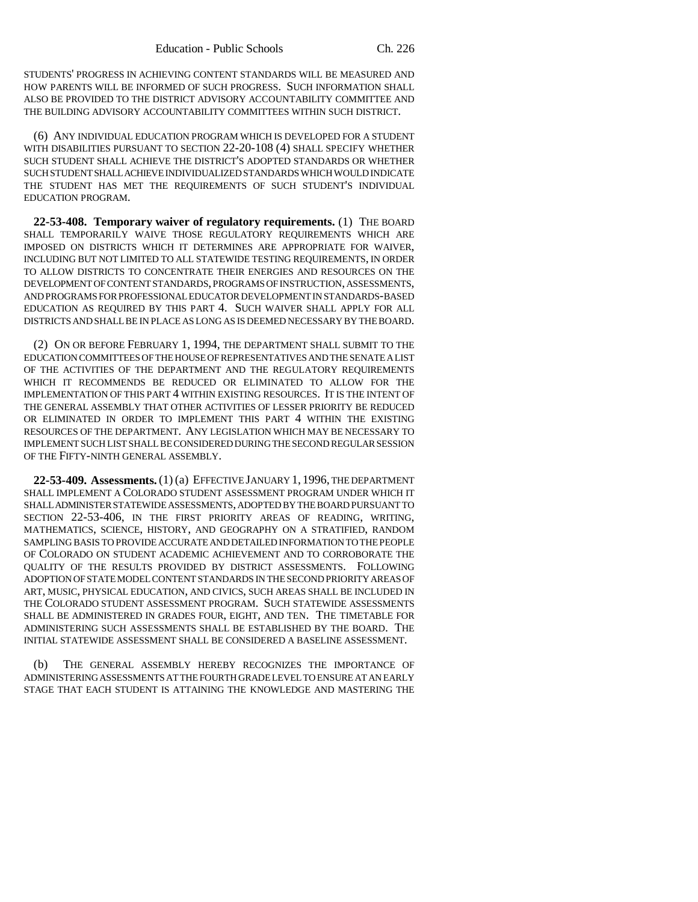STUDENTS' PROGRESS IN ACHIEVING CONTENT STANDARDS WILL BE MEASURED AND HOW PARENTS WILL BE INFORMED OF SUCH PROGRESS. SUCH INFORMATION SHALL ALSO BE PROVIDED TO THE DISTRICT ADVISORY ACCOUNTABILITY COMMITTEE AND THE BUILDING ADVISORY ACCOUNTABILITY COMMITTEES WITHIN SUCH DISTRICT.

(6) ANY INDIVIDUAL EDUCATION PROGRAM WHICH IS DEVELOPED FOR A STUDENT WITH DISABILITIES PURSUANT TO SECTION 22-20-108 (4) SHALL SPECIFY WHETHER SUCH STUDENT SHALL ACHIEVE THE DISTRICT'S ADOPTED STANDARDS OR WHETHER SUCH STUDENT SHALL ACHIEVE INDIVIDUALIZED STANDARDS WHICH WOULD INDICATE THE STUDENT HAS MET THE REQUIREMENTS OF SUCH STUDENT'S INDIVIDUAL EDUCATION PROGRAM.

**22-53-408. Temporary waiver of regulatory requirements.** (1) THE BOARD SHALL TEMPORARILY WAIVE THOSE REGULATORY REQUIREMENTS WHICH ARE IMPOSED ON DISTRICTS WHICH IT DETERMINES ARE APPROPRIATE FOR WAIVER, INCLUDING BUT NOT LIMITED TO ALL STATEWIDE TESTING REQUIREMENTS, IN ORDER TO ALLOW DISTRICTS TO CONCENTRATE THEIR ENERGIES AND RESOURCES ON THE DEVELOPMENT OF CONTENT STANDARDS, PROGRAMS OF INSTRUCTION, ASSESSMENTS, AND PROGRAMS FOR PROFESSIONAL EDUCATOR DEVELOPMENT IN STANDARDS-BASED EDUCATION AS REQUIRED BY THIS PART 4. SUCH WAIVER SHALL APPLY FOR ALL DISTRICTS AND SHALL BE IN PLACE AS LONG AS IS DEEMED NECESSARY BY THE BOARD.

(2) ON OR BEFORE FEBRUARY 1, 1994, THE DEPARTMENT SHALL SUBMIT TO THE EDUCATION COMMITTEES OF THE HOUSE OF REPRESENTATIVES AND THE SENATE A LIST OF THE ACTIVITIES OF THE DEPARTMENT AND THE REGULATORY REQUIREMENTS WHICH IT RECOMMENDS BE REDUCED OR ELIMINATED TO ALLOW FOR THE IMPLEMENTATION OF THIS PART 4 WITHIN EXISTING RESOURCES. IT IS THE INTENT OF THE GENERAL ASSEMBLY THAT OTHER ACTIVITIES OF LESSER PRIORITY BE REDUCED OR ELIMINATED IN ORDER TO IMPLEMENT THIS PART 4 WITHIN THE EXISTING RESOURCES OF THE DEPARTMENT. ANY LEGISLATION WHICH MAY BE NECESSARY TO IMPLEMENT SUCH LIST SHALL BE CONSIDERED DURING THE SECOND REGULAR SESSION OF THE FIFTY-NINTH GENERAL ASSEMBLY.

**22-53-409. Assessments.** (1) (a) EFFECTIVE JANUARY 1, 1996, THE DEPARTMENT SHALL IMPLEMENT A COLORADO STUDENT ASSESSMENT PROGRAM UNDER WHICH IT SHALL ADMINISTER STATEWIDE ASSESSMENTS, ADOPTED BY THE BOARD PURSUANT TO SECTION 22-53-406, IN THE FIRST PRIORITY AREAS OF READING, WRITING, MATHEMATICS, SCIENCE, HISTORY, AND GEOGRAPHY ON A STRATIFIED, RANDOM SAMPLING BASIS TO PROVIDE ACCURATE AND DETAILED INFORMATION TO THE PEOPLE OF COLORADO ON STUDENT ACADEMIC ACHIEVEMENT AND TO CORROBORATE THE QUALITY OF THE RESULTS PROVIDED BY DISTRICT ASSESSMENTS. FOLLOWING ADOPTION OF STATE MODEL CONTENT STANDARDS IN THE SECOND PRIORITY AREAS OF ART, MUSIC, PHYSICAL EDUCATION, AND CIVICS, SUCH AREAS SHALL BE INCLUDED IN THE COLORADO STUDENT ASSESSMENT PROGRAM. SUCH STATEWIDE ASSESSMENTS SHALL BE ADMINISTERED IN GRADES FOUR, EIGHT, AND TEN. THE TIMETABLE FOR ADMINISTERING SUCH ASSESSMENTS SHALL BE ESTABLISHED BY THE BOARD. THE INITIAL STATEWIDE ASSESSMENT SHALL BE CONSIDERED A BASELINE ASSESSMENT.

(b) THE GENERAL ASSEMBLY HEREBY RECOGNIZES THE IMPORTANCE OF ADMINISTERING ASSESSMENTS AT THE FOURTH GRADE LEVEL TO ENSURE AT AN EARLY STAGE THAT EACH STUDENT IS ATTAINING THE KNOWLEDGE AND MASTERING THE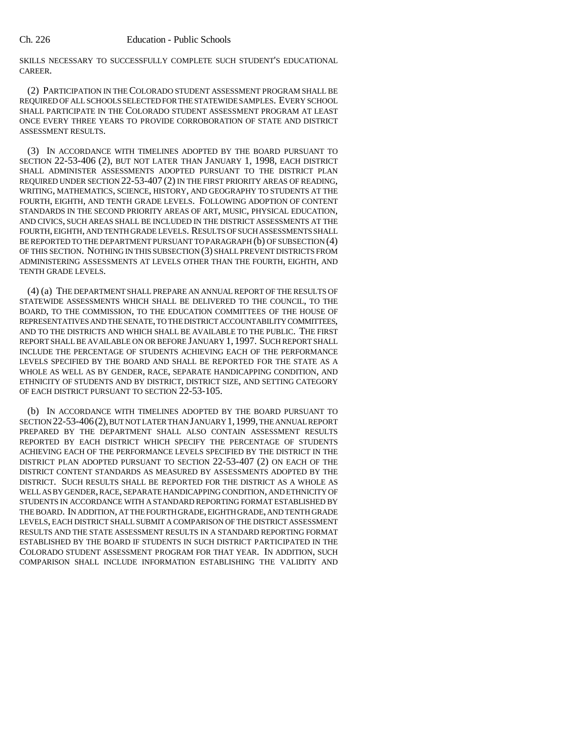SKILLS NECESSARY TO SUCCESSFULLY COMPLETE SUCH STUDENT'S EDUCATIONAL CAREER.

(2) PARTICIPATION IN THE COLORADO STUDENT ASSESSMENT PROGRAM SHALL BE REQUIRED OF ALL SCHOOLS SELECTED FOR THE STATEWIDE SAMPLES. EVERY SCHOOL SHALL PARTICIPATE IN THE COLORADO STUDENT ASSESSMENT PROGRAM AT LEAST ONCE EVERY THREE YEARS TO PROVIDE CORROBORATION OF STATE AND DISTRICT ASSESSMENT RESULTS.

(3) IN ACCORDANCE WITH TIMELINES ADOPTED BY THE BOARD PURSUANT TO SECTION 22-53-406 (2), BUT NOT LATER THAN JANUARY 1, 1998, EACH DISTRICT SHALL ADMINISTER ASSESSMENTS ADOPTED PURSUANT TO THE DISTRICT PLAN REQUIRED UNDER SECTION 22-53-407 (2) IN THE FIRST PRIORITY AREAS OF READING, WRITING, MATHEMATICS, SCIENCE, HISTORY, AND GEOGRAPHY TO STUDENTS AT THE FOURTH, EIGHTH, AND TENTH GRADE LEVELS. FOLLOWING ADOPTION OF CONTENT STANDARDS IN THE SECOND PRIORITY AREAS OF ART, MUSIC, PHYSICAL EDUCATION, AND CIVICS, SUCH AREAS SHALL BE INCLUDED IN THE DISTRICT ASSESSMENTS AT THE FOURTH, EIGHTH, AND TENTH GRADE LEVELS. RESULTS OF SUCH ASSESSMENTS SHALL BE REPORTED TO THE DEPARTMENT PURSUANT TO PARAGRAPH (b) OF SUBSECTION (4) OF THIS SECTION. NOTHING IN THIS SUBSECTION (3) SHALL PREVENT DISTRICTS FROM ADMINISTERING ASSESSMENTS AT LEVELS OTHER THAN THE FOURTH, EIGHTH, AND TENTH GRADE LEVELS.

(4) (a) THE DEPARTMENT SHALL PREPARE AN ANNUAL REPORT OF THE RESULTS OF STATEWIDE ASSESSMENTS WHICH SHALL BE DELIVERED TO THE COUNCIL, TO THE BOARD, TO THE COMMISSION, TO THE EDUCATION COMMITTEES OF THE HOUSE OF REPRESENTATIVES AND THE SENATE, TO THE DISTRICT ACCOUNTABILITY COMMITTEES, AND TO THE DISTRICTS AND WHICH SHALL BE AVAILABLE TO THE PUBLIC. THE FIRST REPORT SHALL BE AVAILABLE ON OR BEFORE JANUARY 1, 1997. SUCH REPORT SHALL INCLUDE THE PERCENTAGE OF STUDENTS ACHIEVING EACH OF THE PERFORMANCE LEVELS SPECIFIED BY THE BOARD AND SHALL BE REPORTED FOR THE STATE AS A WHOLE AS WELL AS BY GENDER, RACE, SEPARATE HANDICAPPING CONDITION, AND ETHNICITY OF STUDENTS AND BY DISTRICT, DISTRICT SIZE, AND SETTING CATEGORY OF EACH DISTRICT PURSUANT TO SECTION 22-53-105.

(b) IN ACCORDANCE WITH TIMELINES ADOPTED BY THE BOARD PURSUANT TO SECTION 22-53-406 (2), BUT NOT LATER THAN JANUARY 1, 1999, THE ANNUAL REPORT PREPARED BY THE DEPARTMENT SHALL ALSO CONTAIN ASSESSMENT RESULTS REPORTED BY EACH DISTRICT WHICH SPECIFY THE PERCENTAGE OF STUDENTS ACHIEVING EACH OF THE PERFORMANCE LEVELS SPECIFIED BY THE DISTRICT IN THE DISTRICT PLAN ADOPTED PURSUANT TO SECTION 22-53-407 (2) ON EACH OF THE DISTRICT CONTENT STANDARDS AS MEASURED BY ASSESSMENTS ADOPTED BY THE DISTRICT. SUCH RESULTS SHALL BE REPORTED FOR THE DISTRICT AS A WHOLE AS WELL AS BY GENDER, RACE, SEPARATE HANDICAPPING CONDITION, AND ETHNICITY OF STUDENTS IN ACCORDANCE WITH A STANDARD REPORTING FORMAT ESTABLISHED BY THE BOARD. IN ADDITION, AT THE FOURTH GRADE, EIGHTH GRADE, AND TENTH GRADE LEVELS, EACH DISTRICT SHALL SUBMIT A COMPARISON OF THE DISTRICT ASSESSMENT RESULTS AND THE STATE ASSESSMENT RESULTS IN A STANDARD REPORTING FORMAT ESTABLISHED BY THE BOARD IF STUDENTS IN SUCH DISTRICT PARTICIPATED IN THE COLORADO STUDENT ASSESSMENT PROGRAM FOR THAT YEAR. IN ADDITION, SUCH COMPARISON SHALL INCLUDE INFORMATION ESTABLISHING THE VALIDITY AND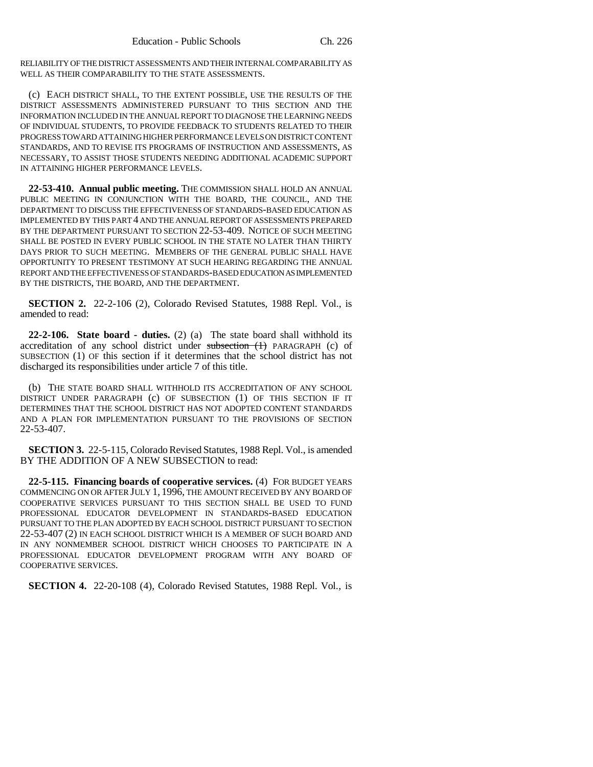RELIABILITY OF THE DISTRICT ASSESSMENTS AND THEIR INTERNAL COMPARABILITY AS WELL AS THEIR COMPARABILITY TO THE STATE ASSESSMENTS.

(c) EACH DISTRICT SHALL, TO THE EXTENT POSSIBLE, USE THE RESULTS OF THE DISTRICT ASSESSMENTS ADMINISTERED PURSUANT TO THIS SECTION AND THE INFORMATION INCLUDED IN THE ANNUAL REPORT TO DIAGNOSE THE LEARNING NEEDS OF INDIVIDUAL STUDENTS, TO PROVIDE FEEDBACK TO STUDENTS RELATED TO THEIR PROGRESS TOWARD ATTAINING HIGHER PERFORMANCE LEVELS ON DISTRICT CONTENT STANDARDS, AND TO REVISE ITS PROGRAMS OF INSTRUCTION AND ASSESSMENTS, AS NECESSARY, TO ASSIST THOSE STUDENTS NEEDING ADDITIONAL ACADEMIC SUPPORT IN ATTAINING HIGHER PERFORMANCE LEVELS.

**22-53-410. Annual public meeting.** THE COMMISSION SHALL HOLD AN ANNUAL PUBLIC MEETING IN CONJUNCTION WITH THE BOARD, THE COUNCIL, AND THE DEPARTMENT TO DISCUSS THE EFFECTIVENESS OF STANDARDS-BASED EDUCATION AS IMPLEMENTED BY THIS PART 4 AND THE ANNUAL REPORT OF ASSESSMENTS PREPARED BY THE DEPARTMENT PURSUANT TO SECTION 22-53-409. NOTICE OF SUCH MEETING SHALL BE POSTED IN EVERY PUBLIC SCHOOL IN THE STATE NO LATER THAN THIRTY DAYS PRIOR TO SUCH MEETING. MEMBERS OF THE GENERAL PUBLIC SHALL HAVE OPPORTUNITY TO PRESENT TESTIMONY AT SUCH HEARING REGARDING THE ANNUAL REPORT AND THE EFFECTIVENESS OF STANDARDS-BASED EDUCATION AS IMPLEMENTED BY THE DISTRICTS, THE BOARD, AND THE DEPARTMENT.

**SECTION 2.** 22-2-106 (2), Colorado Revised Statutes, 1988 Repl. Vol., is amended to read:

**22-2-106. State board - duties.** (2) (a) The state board shall withhold its accreditation of any school district under ~~subsection (1)~~ PARAGRAPH (c) of SUBSECTION (1) OF this section if it determines that the school district has not discharged its responsibilities under article 7 of this title.

(b) THE STATE BOARD SHALL WITHHOLD ITS ACCREDITATION OF ANY SCHOOL DISTRICT UNDER PARAGRAPH (c) OF SUBSECTION (1) OF THIS SECTION IF IT DETERMINES THAT THE SCHOOL DISTRICT HAS NOT ADOPTED CONTENT STANDARDS AND A PLAN FOR IMPLEMENTATION PURSUANT TO THE PROVISIONS OF SECTION 22-53-407.

**SECTION 3.** 22-5-115, Colorado Revised Statutes, 1988 Repl. Vol., is amended BY THE ADDITION OF A NEW SUBSECTION to read:

**22-5-115. Financing boards of cooperative services.** (4) FOR BUDGET YEARS COMMENCING ON OR AFTER JULY 1, 1996, THE AMOUNT RECEIVED BY ANY BOARD OF COOPERATIVE SERVICES PURSUANT TO THIS SECTION SHALL BE USED TO FUND PROFESSIONAL EDUCATOR DEVELOPMENT IN STANDARDS-BASED EDUCATION PURSUANT TO THE PLAN ADOPTED BY EACH SCHOOL DISTRICT PURSUANT TO SECTION 22-53-407 (2) IN EACH SCHOOL DISTRICT WHICH IS A MEMBER OF SUCH BOARD AND IN ANY NONMEMBER SCHOOL DISTRICT WHICH CHOOSES TO PARTICIPATE IN A PROFESSIONAL EDUCATOR DEVELOPMENT PROGRAM WITH ANY BOARD OF COOPERATIVE SERVICES.

**SECTION 4.** 22-20-108 (4), Colorado Revised Statutes, 1988 Repl. Vol., is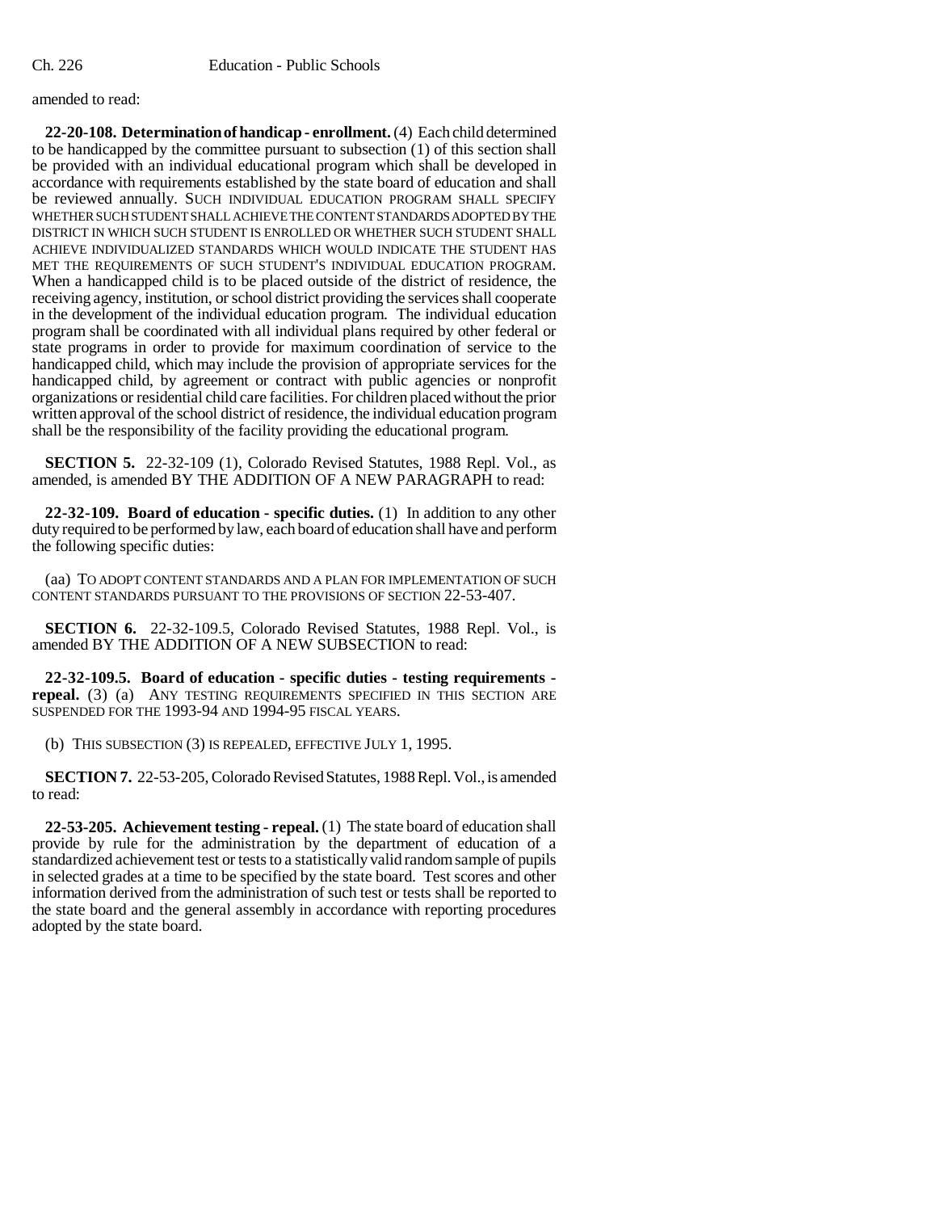amended to read:

**22-20-108. Determination of handicap - enrollment.** (4) Each child determined to be handicapped by the committee pursuant to subsection (1) of this section shall be provided with an individual educational program which shall be developed in accordance with requirements established by the state board of education and shall be reviewed annually. SUCH INDIVIDUAL EDUCATION PROGRAM SHALL SPECIFY WHETHER SUCH STUDENT SHALL ACHIEVE THE CONTENT STANDARDS ADOPTED BY THE DISTRICT IN WHICH SUCH STUDENT IS ENROLLED OR WHETHER SUCH STUDENT SHALL ACHIEVE INDIVIDUALIZED STANDARDS WHICH WOULD INDICATE THE STUDENT HAS MET THE REQUIREMENTS OF SUCH STUDENT'S INDIVIDUAL EDUCATION PROGRAM. When a handicapped child is to be placed outside of the district of residence, the receiving agency, institution, or school district providing the services shall cooperate in the development of the individual education program. The individual education program shall be coordinated with all individual plans required by other federal or state programs in order to provide for maximum coordination of service to the handicapped child, which may include the provision of appropriate services for the handicapped child, by agreement or contract with public agencies or nonprofit organizations or residential child care facilities. For children placed without the prior written approval of the school district of residence, the individual education program shall be the responsibility of the facility providing the educational program.

**SECTION 5.** 22-32-109 (1), Colorado Revised Statutes, 1988 Repl. Vol., as amended, is amended BY THE ADDITION OF A NEW PARAGRAPH to read:

**22-32-109. Board of education - specific duties.** (1) In addition to any other duty required to be performed by law, each board of education shall have and perform the following specific duties:

(aa) TO ADOPT CONTENT STANDARDS AND A PLAN FOR IMPLEMENTATION OF SUCH CONTENT STANDARDS PURSUANT TO THE PROVISIONS OF SECTION 22-53-407.

**SECTION 6.** 22-32-109.5, Colorado Revised Statutes, 1988 Repl. Vol., is amended BY THE ADDITION OF A NEW SUBSECTION to read:

**22-32-109.5. Board of education - specific duties - testing requirements - repeal.** (3) (a) ANY TESTING REQUIREMENTS SPECIFIED IN THIS SECTION ARE SUSPENDED FOR THE 1993-94 AND 1994-95 FISCAL YEARS.

(b) THIS SUBSECTION (3) IS REPEALED, EFFECTIVE JULY 1, 1995.

**SECTION 7.** 22-53-205, Colorado Revised Statutes, 1988 Repl. Vol., is amended to read:

**22-53-205. Achievement testing - repeal.** (1) The state board of education shall provide by rule for the administration by the department of education of a standardized achievement test or tests to a statistically valid random sample of pupils in selected grades at a time to be specified by the state board. Test scores and other information derived from the administration of such test or tests shall be reported to the state board and the general assembly in accordance with reporting procedures adopted by the state board.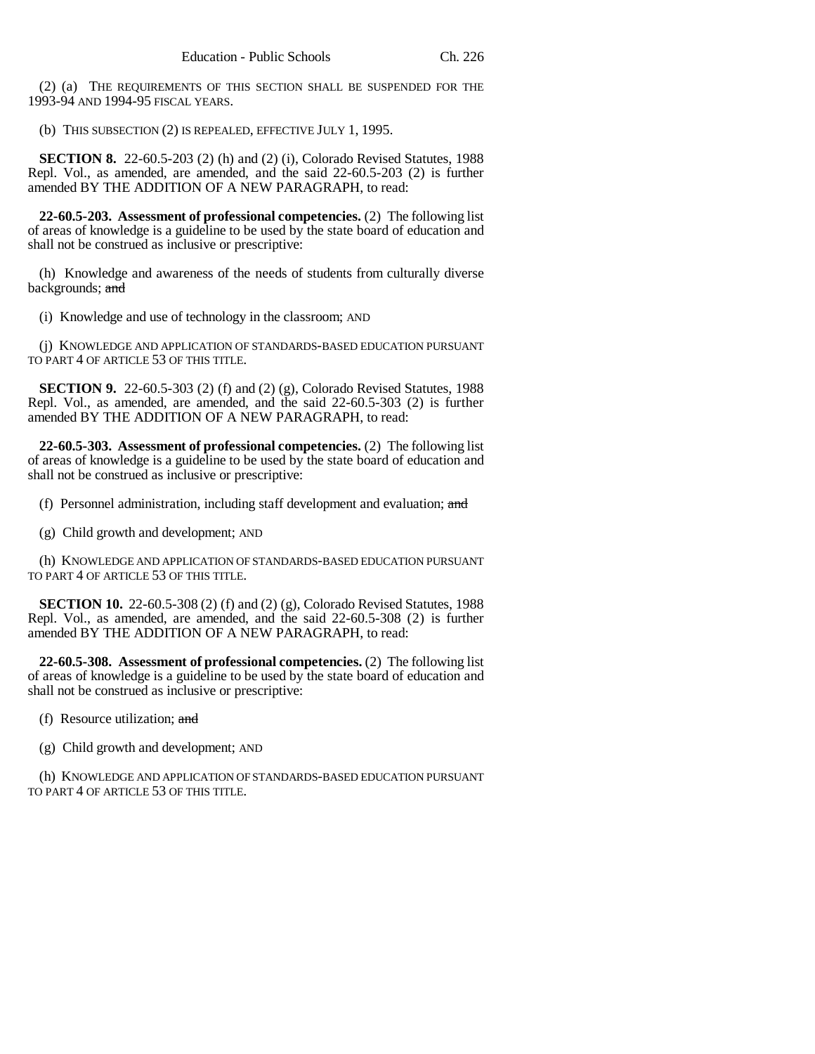(2) (a) THE REQUIREMENTS OF THIS SECTION SHALL BE SUSPENDED FOR THE 1993-94 AND 1994-95 FISCAL YEARS.

(b) THIS SUBSECTION (2) IS REPEALED, EFFECTIVE JULY 1, 1995.

**SECTION 8.** 22-60.5-203 (2) (h) and (2) (i), Colorado Revised Statutes, 1988 Repl. Vol., as amended, are amended, and the said 22-60.5-203 (2) is further amended BY THE ADDITION OF A NEW PARAGRAPH, to read:

**22-60.5-203. Assessment of professional competencies.** (2) The following list of areas of knowledge is a guideline to be used by the state board of education and shall not be construed as inclusive or prescriptive:

(h) Knowledge and awareness of the needs of students from culturally diverse backgrounds; ~~and~~

(i) Knowledge and use of technology in the classroom; AND

(j) KNOWLEDGE AND APPLICATION OF STANDARDS-BASED EDUCATION PURSUANT TO PART 4 OF ARTICLE 53 OF THIS TITLE.

**SECTION 9.** 22-60.5-303 (2) (f) and (2) (g), Colorado Revised Statutes, 1988 Repl. Vol., as amended, are amended, and the said 22-60.5-303 (2) is further amended BY THE ADDITION OF A NEW PARAGRAPH, to read:

**22-60.5-303. Assessment of professional competencies.** (2) The following list of areas of knowledge is a guideline to be used by the state board of education and shall not be construed as inclusive or prescriptive:

(f) Personnel administration, including staff development and evaluation; ~~and~~

(g) Child growth and development; AND

(h) KNOWLEDGE AND APPLICATION OF STANDARDS-BASED EDUCATION PURSUANT TO PART 4 OF ARTICLE 53 OF THIS TITLE.

**SECTION 10.** 22-60.5-308 (2) (f) and (2) (g), Colorado Revised Statutes, 1988 Repl. Vol., as amended, are amended, and the said 22-60.5-308 (2) is further amended BY THE ADDITION OF A NEW PARAGRAPH, to read:

**22-60.5-308. Assessment of professional competencies.** (2) The following list of areas of knowledge is a guideline to be used by the state board of education and shall not be construed as inclusive or prescriptive:

(f) Resource utilization; ~~and~~

(g) Child growth and development; AND

(h) KNOWLEDGE AND APPLICATION OF STANDARDS-BASED EDUCATION PURSUANT TO PART 4 OF ARTICLE 53 OF THIS TITLE.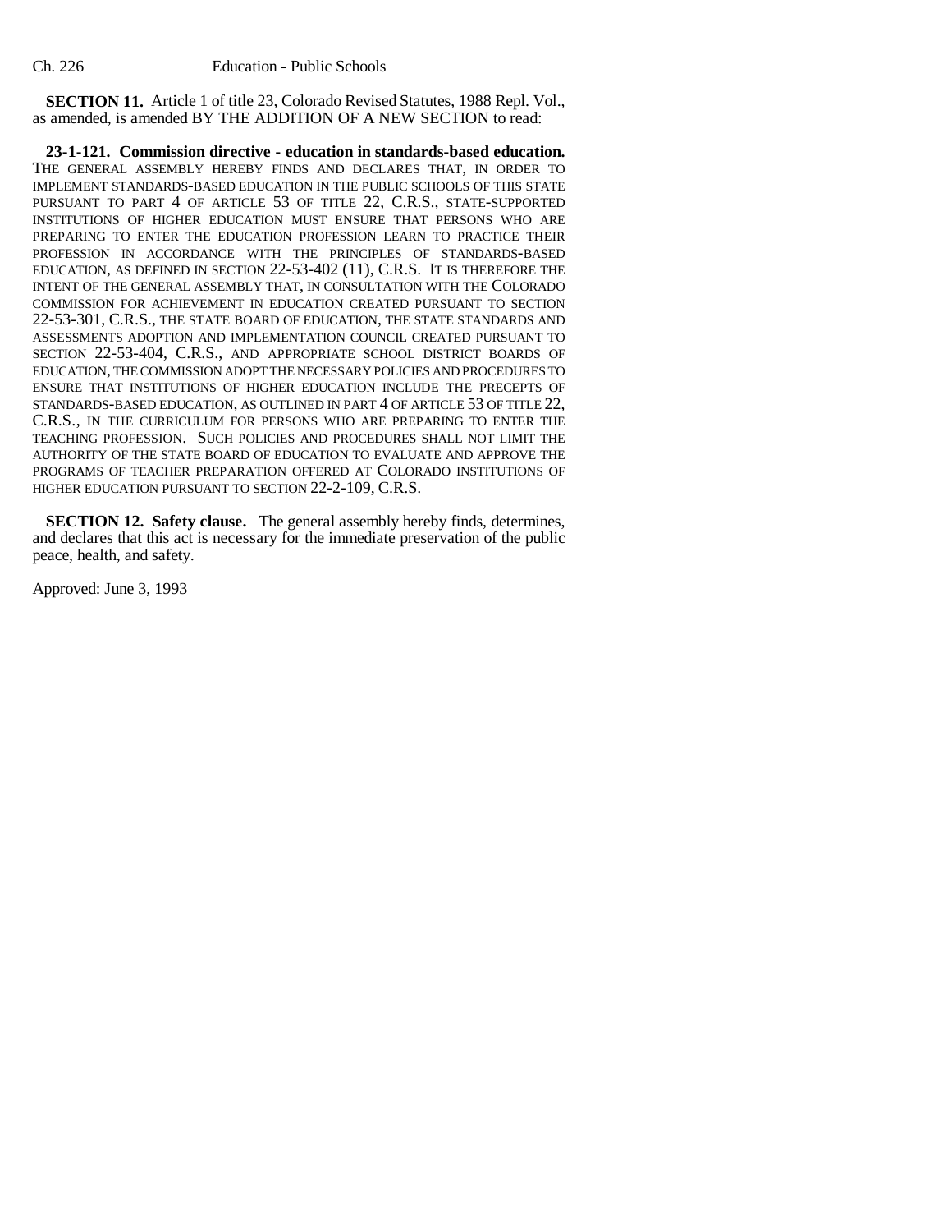**SECTION 11.** Article 1 of title 23, Colorado Revised Statutes, 1988 Repl. Vol., as amended, is amended BY THE ADDITION OF A NEW SECTION to read:

**23-1-121. Commission directive - education in standards-based education.** THE GENERAL ASSEMBLY HEREBY FINDS AND DECLARES THAT, IN ORDER TO IMPLEMENT STANDARDS-BASED EDUCATION IN THE PUBLIC SCHOOLS OF THIS STATE PURSUANT TO PART 4 OF ARTICLE 53 OF TITLE 22, C.R.S., STATE-SUPPORTED INSTITUTIONS OF HIGHER EDUCATION MUST ENSURE THAT PERSONS WHO ARE PREPARING TO ENTER THE EDUCATION PROFESSION LEARN TO PRACTICE THEIR PROFESSION IN ACCORDANCE WITH THE PRINCIPLES OF STANDARDS-BASED EDUCATION, AS DEFINED IN SECTION 22-53-402 (11), C.R.S. IT IS THEREFORE THE INTENT OF THE GENERAL ASSEMBLY THAT, IN CONSULTATION WITH THE COLORADO COMMISSION FOR ACHIEVEMENT IN EDUCATION CREATED PURSUANT TO SECTION 22-53-301, C.R.S., THE STATE BOARD OF EDUCATION, THE STATE STANDARDS AND ASSESSMENTS ADOPTION AND IMPLEMENTATION COUNCIL CREATED PURSUANT TO SECTION 22-53-404, C.R.S., AND APPROPRIATE SCHOOL DISTRICT BOARDS OF EDUCATION, THE COMMISSION ADOPT THE NECESSARY POLICIES AND PROCEDURES TO ENSURE THAT INSTITUTIONS OF HIGHER EDUCATION INCLUDE THE PRECEPTS OF STANDARDS-BASED EDUCATION, AS OUTLINED IN PART 4 OF ARTICLE 53 OF TITLE 22, C.R.S., IN THE CURRICULUM FOR PERSONS WHO ARE PREPARING TO ENTER THE TEACHING PROFESSION. SUCH POLICIES AND PROCEDURES SHALL NOT LIMIT THE AUTHORITY OF THE STATE BOARD OF EDUCATION TO EVALUATE AND APPROVE THE PROGRAMS OF TEACHER PREPARATION OFFERED AT COLORADO INSTITUTIONS OF HIGHER EDUCATION PURSUANT TO SECTION 22-2-109, C.R.S.

**SECTION 12. Safety clause.** The general assembly hereby finds, determines, and declares that this act is necessary for the immediate preservation of the public peace, health, and safety.

Approved: June 3, 1993